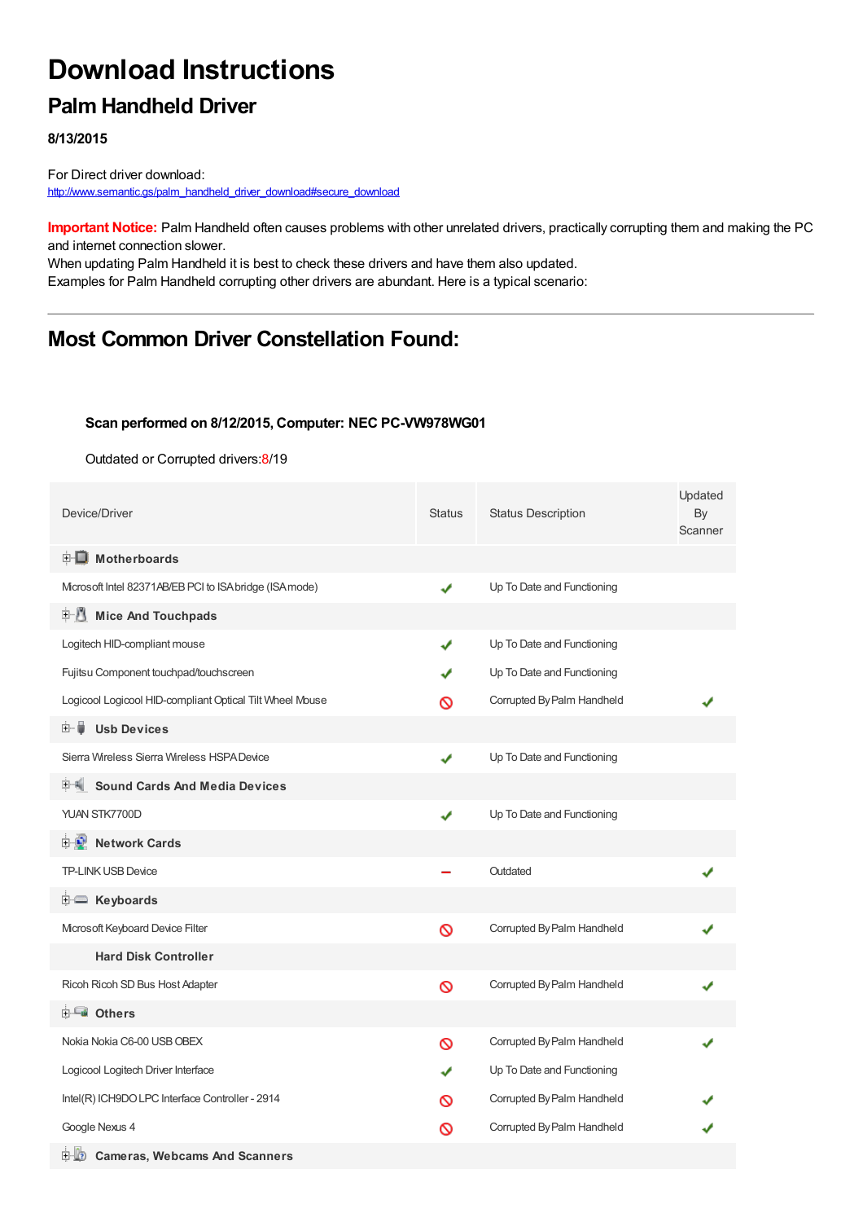# Download Instructions

## Palm Handheld Driver

**8/13/2015**

For Direct driver download:
http://www.semantic.gs/palm_handheld_driver_download#secure_download

**Important Notice:** Palm Handheld often causes problems with other unrelated drivers, practically corrupting them and making the PC and internet connection slower.
When updating Palm Handheld it is best to check these drivers and have them also updated.
Examples for Palm Handheld corrupting other drivers are abundant. Here is a typical scenario:

---

## Most Common Driver Constellation Found:

**Scan performed on 8/12/2015, Computer: NEC PC-VW978WG01**

Outdated or Corrupted drivers:8/19

| Device/Driver | Status | Status Description | Updated By Scanner |
|---|---|---|---|
| **Motherboards** | | | |
| Microsoft Intel 82371AB/EB PCI to ISA bridge (ISA mode) | ✔ | Up To Date and Functioning | |
| **Mice And Touchpads** | | | |
| Logitech HID-compliant mouse | ✔ | Up To Date and Functioning | |
| Fujitsu Component touchpad/touchscreen | ✔ | Up To Date and Functioning | |
| Logicool Logicool HID-compliant Optical Tilt Wheel Mouse | ⃠ | Corrupted By Palm Handheld | ✔ |
| **Usb Devices** | | | |
| Sierra Wireless Sierra Wireless HSPA Device | ✔ | Up To Date and Functioning | |
| **Sound Cards And Media Devices** | | | |
| YUAN STK7700D | ✔ | Up To Date and Functioning | |
| **Network Cards** | | | |
| TP-LINK USB Device | – | Outdated | ✔ |
| **Keyboards** | | | |
| Microsoft Keyboard Device Filter | ⃠ | Corrupted By Palm Handheld | ✔ |
| **Hard Disk Controller** | | | |
| Ricoh Ricoh SD Bus Host Adapter | ⃠ | Corrupted By Palm Handheld | ✔ |
| **Others** | | | |
| Nokia Nokia C6-00 USB OBEX | ⃠ | Corrupted By Palm Handheld | ✔ |
| Logicool Logitech Driver Interface | ✔ | Up To Date and Functioning | |
| Intel(R) ICH9DO LPC Interface Controller - 2914 | ⃠ | Corrupted By Palm Handheld | ✔ |
| Google Nexus 4 | ⃠ | Corrupted By Palm Handheld | ✔ |
| **Cameras, Webcams And Scanners** | | | |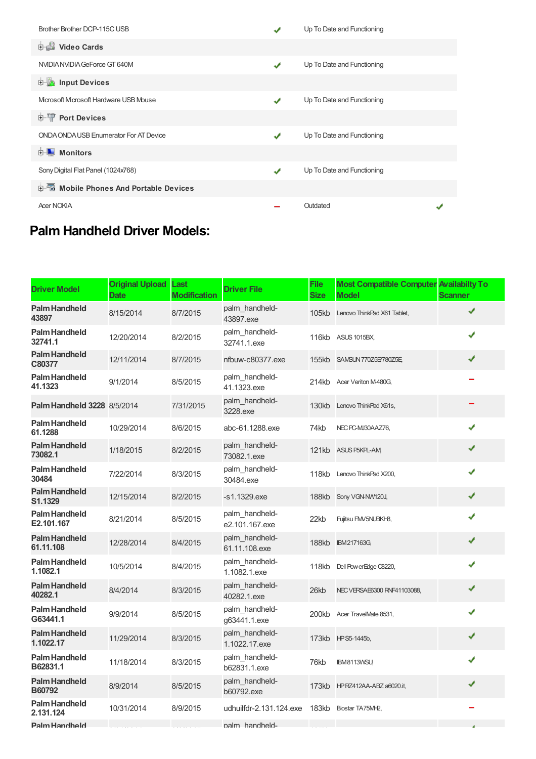| | | | |
|---|---|---|---|
| Brother Brother DCP-115C USB | ✔ | Up To Date and Functioning | |
| **Video Cards** | | | |
| NVIDIA NVIDIA GeForce GT 640M | ✔ | Up To Date and Functioning | |
| **Input Devices** | | | |
| Microsoft Microsoft Hardware USB Mouse | ✔ | Up To Date and Functioning | |
| **Port Devices** | | | |
| ONDA ONDA USB Enumerator For AT Device | ✔ | Up To Date and Functioning | |
| **Monitors** | | | |
| Sony Digital Flat Panel (1024x768) | ✔ | Up To Date and Functioning | |
| **Mobile Phones And Portable Devices** | | | |
| Acer NOKIA | − | Outdated | ✔ |

## Palm Handheld Driver Models:

| Driver Model | Original Upload Date | Last Modification | Driver File | File Size | Most Compatible Computer Model | Availabilty To Scanner |
|---|---|---|---|---|---|---|
| **Palm Handheld 43897** | 8/15/2014 | 8/7/2015 | palm_handheld-43897.exe | 105kb | Lenovo ThinkPad X61 Tablet, | ✔ |
| **Palm Handheld 32741.1** | 12/20/2014 | 8/2/2015 | palm_handheld-32741.1.exe | 116kb | ASUS 1015BX, | ✔ |
| **Palm Handheld C80377** | 12/11/2014 | 8/7/2015 | nfbuw-c80377.exe | 155kb | SAMSUN 770Z5E/780Z5E, | ✔ |
| **Palm Handheld 41.1323** | 9/1/2014 | 8/5/2015 | palm_handheld-41.1323.exe | 214kb | Acer Veriton M480G, | − |
| **Palm Handheld 3228** | 8/5/2014 | 7/31/2015 | palm_handheld-3228.exe | 130kb | Lenovo ThinkPad X61s, | − |
| **Palm Handheld 61.1288** | 10/29/2014 | 8/6/2015 | abc-61.1288.exe | 74kb | NEC PC-MJ30AAZ76, | ✔ |
| **Palm Handheld 73082.1** | 1/18/2015 | 8/2/2015 | palm_handheld-73082.1.exe | 121kb | ASUS P5KPL-AM, | ✔ |
| **Palm Handheld 30484** | 7/22/2014 | 8/3/2015 | palm_handheld-30484.exe | 118kb | Lenovo ThinkPad X200, | ✔ |
| **Palm Handheld S1.1329** | 12/15/2014 | 8/2/2015 | -s1.1329.exe | 188kb | Sony VGN-NW120J, | ✔ |
| **Palm Handheld E2.101.167** | 8/21/2014 | 8/5/2015 | palm_handheld-e2.101.167.exe | 22kb | Fujitsu FMV5NUBKHB, | ✔ |
| **Palm Handheld 61.11.108** | 12/28/2014 | 8/4/2015 | palm_handheld-61.11.108.exe | 188kb | IBM 217163G, | ✔ |
| **Palm Handheld 1.1082.1** | 10/5/2014 | 8/4/2015 | palm_handheld-1.1082.1.exe | 118kb | Dell PowerEdge C8220, | ✔ |
| **Palm Handheld 40282.1** | 8/4/2014 | 8/3/2015 | palm_handheld-40282.1.exe | 26kb | NEC VERSAE6300 RNF41103088, | ✔ |
| **Palm Handheld G63441.1** | 9/9/2014 | 8/5/2015 | palm_handheld-g63441.1.exe | 200kb | Acer TravelMate 8531, | ✔ |
| **Palm Handheld 1.1022.17** | 11/29/2014 | 8/3/2015 | palm_handheld-1.1022.17.exe | 173kb | HP S5-1445b, | ✔ |
| **Palm Handheld B62831.1** | 11/18/2014 | 8/3/2015 | palm_handheld-b62831.1.exe | 76kb | IBM 8113WSU, | ✔ |
| **Palm Handheld B60792** | 8/9/2014 | 8/5/2015 | palm_handheld-b60792.exe | 173kb | HP RZ412AA-ABZ a6020.it, | ✔ |
| **Palm Handheld 2.131.124** | 10/31/2014 | 8/9/2015 | udhuilfdr-2.131.124.exe | 183kb | Biostar TA75MH2, | − |
| **Palm Handheld** | | | palm_handheld- | | | |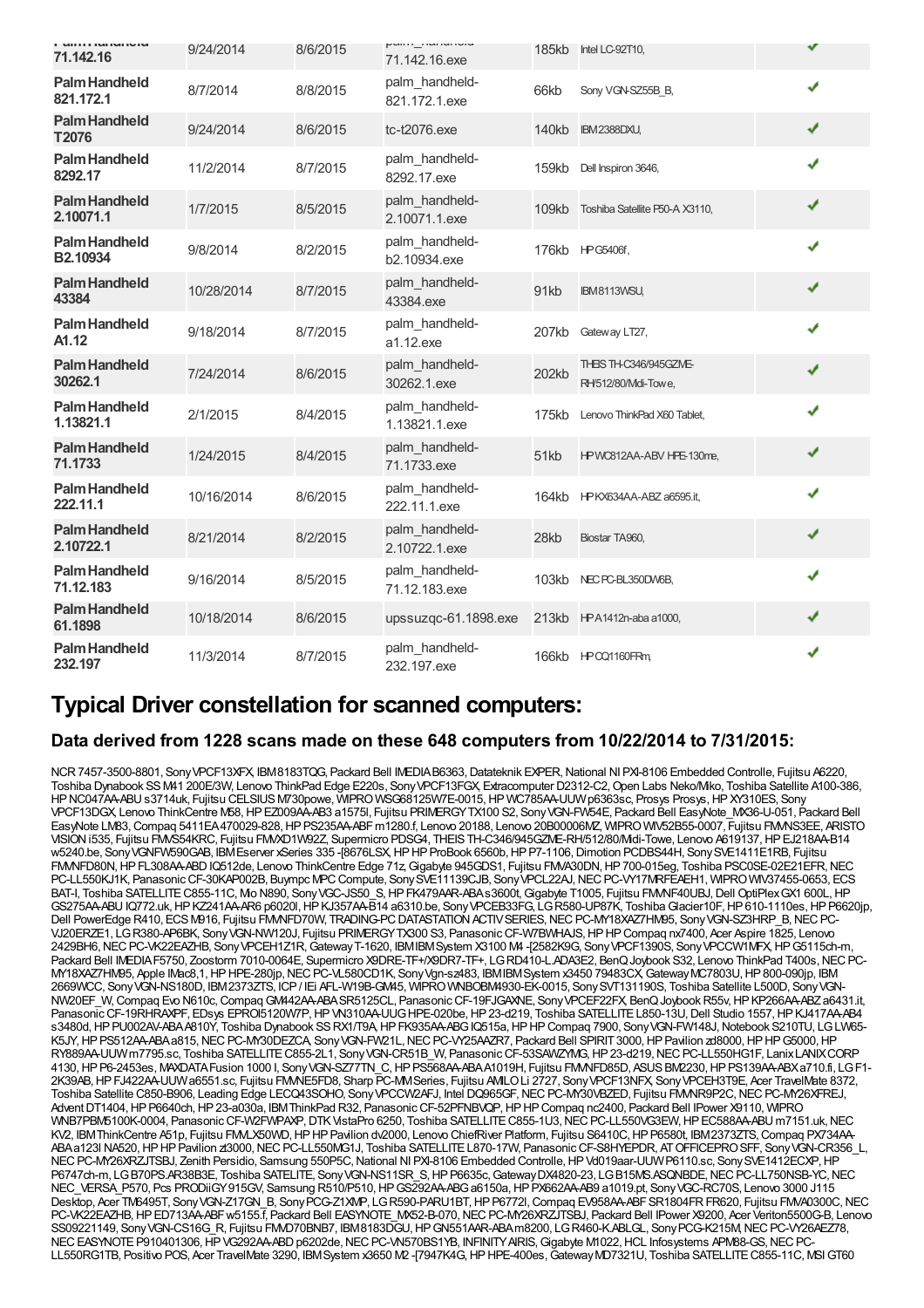| Palm Handheld 71.142.16 | 9/24/2014 | 8/6/2015 | palm_handheld-71.142.16.exe | 185kb | Intel LC-92T10, | ✔ |
|---|---|---|---|---|---|---|
| Palm Handheld 821.172.1 | 8/7/2014 | 8/8/2015 | palm_handheld-821.172.1.exe | 66kb | Sony VGN-SZ55B_B, | ✔ |
| Palm Handheld T2076 | 9/24/2014 | 8/6/2015 | tc-t2076.exe | 140kb | IBM2388DXU, | ✔ |
| Palm Handheld 8292.17 | 11/2/2014 | 8/7/2015 | palm_handheld-8292.17.exe | 159kb | Dell Inspiron 3646, | ✔ |
| Palm Handheld 2.10071.1 | 1/7/2015 | 8/5/2015 | palm_handheld-2.10071.1.exe | 109kb | Toshiba Satellite P50-A X3110, | ✔ |
| Palm Handheld B2.10934 | 9/8/2014 | 8/2/2015 | palm_handheld-b2.10934.exe | 176kb | HP G5406f, | ✔ |
| Palm Handheld 43384 | 10/28/2014 | 8/7/2015 | palm_handheld-43384.exe | 91kb | IBM8113WSU, | ✔ |
| Palm Handheld A1.12 | 9/18/2014 | 8/7/2015 | palm_handheld-a1.12.exe | 207kb | Gateway LT27, | ✔ |
| Palm Handheld 30262.1 | 7/24/2014 | 8/6/2015 | palm_handheld-30262.1.exe | 202kb | THEIS TH-C346/945GZME-RH/512/80/Midi-Towe, | ✔ |
| Palm Handheld 1.13821.1 | 2/1/2015 | 8/4/2015 | palm_handheld-1.13821.1.exe | 175kb | Lenovo ThinkPad X60 Tablet, | ✔ |
| Palm Handheld 71.1733 | 1/24/2015 | 8/4/2015 | palm_handheld-71.1733.exe | 51kb | HP WC812AA-ABV HPE-130me, | ✔ |
| Palm Handheld 222.11.1 | 10/16/2014 | 8/6/2015 | palm_handheld-222.11.1.exe | 164kb | HP KX634AA-ABZ a6595.it, | ✔ |
| Palm Handheld 2.10722.1 | 8/21/2014 | 8/2/2015 | palm_handheld-2.10722.1.exe | 28kb | Biostar TA960, | ✔ |
| Palm Handheld 71.12.183 | 9/16/2014 | 8/5/2015 | palm_handheld-71.12.183.exe | 103kb | NEC PC-BL350DW6B, | ✔ |
| Palm Handheld 61.1898 | 10/18/2014 | 8/6/2015 | upssuzqc-61.1898.exe | 213kb | HP A1412n-aba a1000, | ✔ |
| Palm Handheld 232.197 | 11/3/2014 | 8/7/2015 | palm_handheld-232.197.exe | 166kb | HP CQ1160FRm, | ✔ |

## Typical Driver constellation for scanned computers:

### Data derived from 1228 scans made on these 648 computers from 10/22/2014 to 7/31/2015:

NCR 7457-3500-8801, Sony VPCF13XFX, IBM 8183TQG, Packard Bell IMEDIA B6363, Datateknik EXPER, National NI PXI-8106 Embedded Controlle, Fujitsu A6220, Toshiba Dynabook SS M41 200E/3W, Lenovo ThinkPad Edge E220s, Sony VPCF13FGX, Extracomputer D2312-C2, Open Labs Neko/Miko, Toshiba Satellite A100-386, HP NC047AA-ABU s3714uk, Fujitsu CELSIUS M730powe, WIPRO WSG68125W7E-0015, HP WC785AA-UUW p6363sc, Prosys Prosys, HP XY310ES, Sony VPCF13DGX, Lenovo ThinkCentre M58, HP EZ009AA-AB3 a1575l, Fujitsu PRIMERGY TX100 S2, Sony VGN-FW54E, Packard Bell EasyNote_MX36-U-051, Packard Bell EasyNote LM83, Compaq 5411EA 470029-828, HP PS235AA-ABF m1280.f, Lenovo 20188, Lenovo 20B00006MZ, WIPRO WIV52B55-0007, Fujitsu FMVNS3EE, ARISTO VISION i535, Fujitsu FMVS54KRC, Fujitsu FMVXD1W92Z, Supermicro PDSG4, THEIS TH-C346/945GZME-RH/512/80/Midi-Towe, Lenovo A619137, HP EJ218AA-B14 w5240.be, Sony VGNFW590GAB, IBM Eserver xSeries 335 -[8676LSX, HP HP ProBook 6560b, HP P7-1106, Dimotion PCDBS44H, Sony SVE1411E1RB, Fujitsu FMVNFD80N, HP FL308AA-ABD IQ512de, Lenovo ThinkCentre Edge 71z, Gigabyte 945GDS1, Fujitsu FMVA30DN, HP 700-015eg, Toshiba PSC0SE-02E21EFR, NEC PC-LL550KJ1K, Panasonic CF-30KAP002B, Buympc MPC Compute, Sony SVE11139CJB, Sony VPCL22AJ, NEC PC-VY17MRFEAEH1, WIPRO WIV37455-0653, ECS BAT-I, Toshiba SATELLITE C855-11C, Mio N890, Sony VGC-JS50_S, HP FK479AAR-ABA s3600t, Gigabyte T1005, Fujitsu FMVNF40UBJ, Dell OptiPlex GX1 600L, HP GS275AA-ABU IQ772.uk, HP KZ241AA-AR6 p6020l, HP KJ357AA-B14 a6310.be, Sony VPCEB33FG, LG R580-UP87K, Toshiba Glacier10F, HP 610-1110es, HP P6620jp, Dell PowerEdge R410, ECS M916, Fujitsu FMVNFD70W, TRADING-PC DATASTATION ACTIV SERIES, NEC PC-MY18XAZ7HM95, Sony VGN-SZ3HRP_B, NEC PC-VJ20ERZE1, LG R380-AP6BK, Sony VGN-NW120J, Fujitsu PRIMERGY TX300 S3, Panasonic CF-W7BWHAJS, HP HP Compaq nx7400, Acer Aspire 1825, Lenovo 2429BH6, NEC PC-VK22EAZHB, Sony VPCEH1Z1R, Gateway T-1620, IBM IBM System X3100 M4 -[2582K9G, Sony VPCF1390S, Sony VPCCW1MFX, HP G5115ch-m, Packard Bell IMEDIA F5750, Zoostorm 7010-0064E, Supermicro X9DRE-TF+/X9DR7-TF+, LG RD410-L.ADA3E2, BenQ Joybook S32, Lenovo ThinkPad T400s, NEC PC-MY18XAZ7HM95, Apple IMac8,1, HP HPE-280jp, NEC PC-VL580CD1K, Sony Vgn-sz483, IBM IBM System x3450 79483CX, Gateway MC7803U, HP 800-090jp, IBM 2669WCC, Sony VGN-NS180D, IBM 2373ZTS, ICP / IEi AFL-W19B-GM45, WIPRO WNBOBM4930-EK-0015, Sony SVT131190S, Toshiba Satellite L500D, Sony VGN-NW20EF_W, Compaq Evo N610c, Compaq GM442AA-ABA SR5125CL, Panasonic CF-19FJGAXNE, Sony VPCEF22FX, BenQ Joybook R55v, HP KP266AA-ABZ a6431.it, Panasonic CF-19RHRAXPF, EDsys EPROI5120W7P, HP VN310AA-UUG HPE-020be, HP 23-d219, Toshiba SATELLITE L850-13U, Dell Studio 1557, HP KJ417AA-AB4 s3480d, HP PU002AV-ABA A810Y, Toshiba Dynabook SS RX1/T9A, HP FK935AA-ABG IQ515a, HP HP Compaq 7900, Sony VGN-FW148J, Notebook S210TU, LG LW65-K5JY, HP PS512AA-ABA a815, NEC PC-MY30DEZCA, Sony VGN-FW21L, NEC PC-VY25AAZR7, Packard Bell SPIRIT 3000, HP Pavilion zd8000, HP HP G5000, HP RY889AA-UUW m7795.sc, Toshiba SATELLITE C855-2L1, Sony VGN-CR51B_W, Panasonic CF-53SAWZYMG, HP 23-d219, NEC PC-LL550HG1F, Lanix LANIX CORP 4130, HP P6-2453es, MAXDATA Fusion 1000 I, Sony VGN-SZ77TN_C, HP PS568AA-ABA A1019H, Fujitsu FMVNFD85D, ASUS BM2230, HP PS139AA-ABX a710.fi, LG F1-2K39AB, HP FJ422AA-UUW a6551.sc, Fujitsu FMVNE5FD8, Sharp PC-MM Series, Fujitsu AMILO Li 2727, Sony VPCF13NFX, Sony VPCEH3T9E, Acer TravelMate 8372, Toshiba Satellite C850-B906, Leading Edge LECQ43SOHO, Sony VPCCW2AFJ, Intel DQ965GF, NEC PC-MY30VBZED, Fujitsu FMVNR9P2C, NEC PC-MY26XFREJ, Advent DT1404, HP P6640ch, HP 23-a030a, IBM ThinkPad R32, Panasonic CF-52PFNBVQP, HP HP Compaq nc2400, Packard Bell IPower X9110, WIPRO WNB7PBM5100K-0004, Panasonic CF-W2FWPAXP, DTK VistaPro 6250, Toshiba SATELLITE C855-1U3, NEC PC-LL550VG3EW, HP EC588AA-ABU m7151.uk, NEC KV2, IBM ThinkCentre A51p, Fujitsu FMVLX50WD, HP HP Pavilion dv2000, Lenovo ChiefRiver Platform, Fujitsu S6410C, HP P6580t, IBM 2373ZTS, Compaq PX734AA-ABA a123l NA520, HP HP Pavilion zt3000, NEC PC-LL550MG1J, Toshiba SATELLITE L870-17W, Panasonic CF-S8HYEPDR, AT OFFICEPRO SFF, Sony VGN-CR356_L, NEC PC-MY26XRZJTSBJ, Zenith Persidio, Samsung 550P5C, National NI PXI-8106 Embedded Controlle, HP Vd019aar-UUW P6110.sc, Sony SVE1412ECXP, HP P6747ch-m, LG B70PS.AR38B3E, Toshiba SATELITE, Sony VGN-NS11SR_S, HP P6635c, Gateway DX4820-23, LG B15MS.ASQNBDE, NEC PC-LL750NSB-YC, NEC NEC_VERSA_P570, Pcs PRODiiGY 915GV, Samsung R510/P510, HP GS292AA-ABG a6150a, HP PX662AA-AB9 a1019.pt, Sony VGC-RC70S, Lenovo 3000 J115 Desktop, Acer TM6495T, Sony VGN-Z17GN_B, Sony PCG-Z1XMP, LG R590-PARU1BT, HP P6772l, Compaq EV958AA-ABF SR1804FR FR620, Fujitsu FMVA0300C, NEC PC-VK22EAZHB, HP ED713AA-ABF w5155.f, Packard Bell EASYNOTE_MX52-B-070, NEC PC-MY26XRZJTSBJ, Packard Bell IPower X9200, Acer Veriton5500G-B, Lenovo SS09221149, Sony VGN-CS16G_R, Fujitsu FMVD70BNB7, IBM 8183DGU, HP GN551AAR-ABA m8200, LG R460-K.ABLGL, Sony PCG-K215M, NEC PC-VY26AEZ78, NEC EASYNOTE P910401306, HP VG292AA-ABD p6202de, NEC PC-VN570BS1YB, INFINITY AIRIS, Gigabyte M1022, HCL Infosystems APM88-GS, NEC PC-LL550RG1TB, Positivo POS, Acer TravelMate 3290, IBM System x3650 M2 -[7947K4G, HP HPE-400es, Gateway MD7321U, Toshiba SATELLITE C855-11C, MSI GT60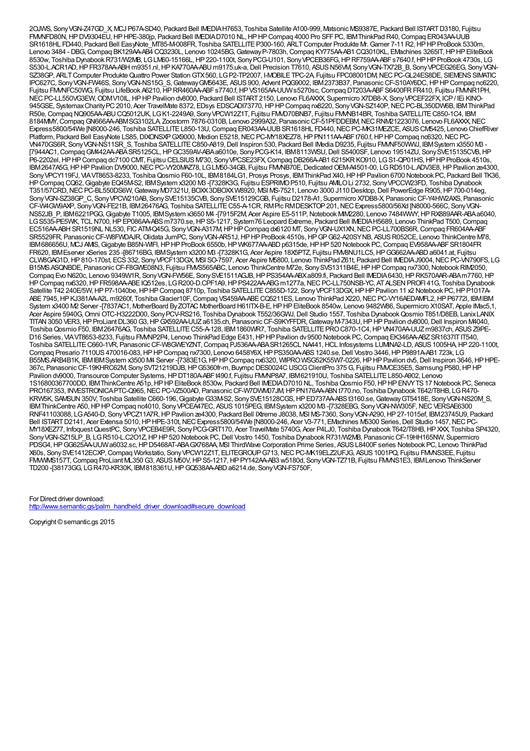2OJWS, Sony VGN-Z47GD_X, MCJ P67A-SD40, Packard Bell IMEDIA H7653, Toshiba Satellite A100-999, Matsonic MS9387E, Packard Bell ISTART D3180, Fujitsu FMVNFD80N, HP DV9304EU, HP HPE-380jp, Packard Bell IMEDIA D7010 NL, HP HP Compaq 4000 Pro SFF PC, IBM ThinkPad R40, Compaq ER043AA-UUB SR1618HL FD440, Packard Bell EasyNote_MT85-M-008FR, Toshiba SATELLITE P300-160, ARLT Computer Produkte Mr. Gamer 7-11 R2, HP HP ProBook 5330m, Lenovo 3484 - DBG, Compaq BK129AA-AB4 CQ3230L, Lenovo 10245BG, Gateway P-7803h, Compaq KY775AA-AB1 CQ3010KL, EMachines 3265IT, HP HP EliteBook 8530w, Toshiba Dynabook R731/W2MB, LG LM60-15166L, HP 220-1100t, Sony PCG-U101, Sony VPCEB36FG, HP RF759AA-ABF s7640.f, HP HP ProBook 4730s, LG S530-L.ACR1AD, HP FR378AA-ABH m9351.nl, HP KA770AA-ABU m9175.uk-a, Dell Precision T7610, ASUS N56VM, Sony VGN-TX72B_B, Sony VPCEG26EG, Sony VGN-SZ38GP, ARLT Computer Produkte Quattro Power Station GTX 560, LG P2-TP2007, I-MOBILE TPC-2A, Fujitsu FPC08001DM, NEC PC-GL24ES8DE, SIEMENS SIMATIC IPC627C, Sony VGN-FW46S, Sony VGN-NS15G_S, Gateway GM5643E, ASUS 900, Advent PQG9002, IBM 2373B37, Panasonic CF-S10AY6DC, HP HP Compaq nc6220, Fujitsu FMVNFC50WG, Fujitsu LifeBook A6210, HP RR460AA-ABF s7740.f, HP VS165AA-UUW s5270sc, Compaq DT203A-ABF S6400FR FR410, Fujitsu FMVNR1PH, NEC PC-LL550VG3EW, ODM V10IL, HP HP Pavilion dv8000, Packard Bell ISTART 2150, Lenovo FL6AXXX, Supermicro X7DB8-X, Sony VPCEF22FX, ICP / IEi KINO-945GSE, Systemax Charity PC 2010, Acer TravelMate 8372, EDsys EDSCADI73770, HP HP Compaq nx8220, Sony VGN-SZ140P, NEC PC-BL350DW6B, IBM ThinkPad R50e, Compaq NQ905AA-ABU CQ5012UK, LG K1-2249A9, Sony VPCW12Z1T, Fujitsu FMVD70BNB7, Fujitsu FMVNB14BR, Toshiba SATELLITE C850-1C4, IBM 8184MMY, Compaq GN666AA-ABM SG3102LA, Zoostorm 7876-0310B, Lenovo 2999A32, Panasonic CF-51PFDDEBM, NEC RNM21223076, Lenovo FL6AXXX, NEC Express5800/54We [N8000-246, Toshiba SATELLITE L850-13U, Compaq ER043AA-UUB SR1618HL FD440, NEC PC-MK31MEZCE, ASUS CM5425, Lenovo ChiefRiver Platform, Packard Bell EasyNote LS85, DIXONSXP GX9000, Medion E5218, NEC PC-MY18XEZ78, HP PN111AA-ABF t760.f, HP HP Compaq nc6320, NEC PC-VN470GS6R, Sony VGN-NS11SR_S, Toshiba SATELLITE C850-A819, Dell Inspiron 530, Packard Bell IMedia D9235, Fujitsu FMVNF50WWJ, IBM System x3550 M3 -[7944AC1, Compaq GM442AA-ABA SR5125CL, HP GC359AV-ABA a6010e, Sony PCG-K14, IBM 8113WSU, Dell S5400SF, Lenovo 19514ZU, Sony SVE15135CVB, HP P6-2202el, HP HP Compaq dc7100 CMT, Fujitsu CELSIUS M730, Sony VPCSE23FX, Compaq DB266A-AB1 6215KR KO910, LG S1-QP01HS, HP HP ProBook 4510s, IBM 2647A5G, HP HP Pavilion DV9000, NEC PC-VY20MAZ78, LG LM50-34GB, Fujitsu FMVNB70E, Dedicated OEM-A4501-00, LG RD510-L.ADV3E8, HP Pavilion ze4300, Sony VPCY119FJ, VIA VT8653-8233, Toshiba Qosmio F60-10L, IBM 8184LG1, Prosys Prosys, IBM ThinkPad X40, HP HP Pavilion 6700 Notebook PC, Packard Bell TK36, HP Compaq CQ62, Gigabyte EQ45M-S2, IBM System x3200 M3 -[7328K3G, Fujitsu ESPRIMO P510, Fujitsu AMILO Li 2732, Sony VPCCW23FD, Toshiba Dynabook T351/57CRD, NEC PC-BL550DS6W, Gateway MD7321U, BOXX 3DBOXX W8920, MSI MS-7521, Lenovo 3000 J110 Desktop, Dell PowerEdge R905, HP 700-014eg, Sony VGN-SZ38GP_C, Sony VPCW210AB, Sony SVE15135CVB, Sony SVE15129CGB, Fujitsu D2178-A1, Supermicro X7DB8-X, Panasonic CF-Y4HW2AXS, Panasonic CF-W4GW9AXP, Sony VGN-FE21B, IBM 26476AG, Toshiba SATELLITE C55-A-1CR, RM PIc RM DESKTOP 201, NEC Express5800/56Xd [N8000-566C, Sony VGN-NS52JB_P, IBM 6221PGG, Gigabyte T1005, IBM System x3650 M4 -[7915F2M, Acer Aspire E5-511P, Notebook MIM2280, Lenovo 7484WWY, HP RX889AAR-ABA a6040, LG S535-PE5WK, TCL N700, HP EP086AA-ABS m7370.se, HP S5-1217, System76 Leopard Extreme, Packard Bell IMEDIA H5689, Lenovo ThinkPad T500, Compaq EC516AA-ABH SR1519NL NL530, FIC ATM-Q45G, Sony VGN-A317M, HP HP Compaq dx6120 MT, Sony VGN-UX1XN, NEC PC-LL700BS6R, Compaq FR604AA-ABF SR5529FR, Panasonic CF-W8FWDAJR, Olidata JumPC, Sony VGN-AR51J, HP HP ProBook 4510s, HP GP G62-A20SY NB, ASUS R052CE, Lenovo ThinkCentre M78, IBM 686656U, MCJ AMIS, Gigabyte B85N-WIFI, HP HP ProBook 6550b, HP WK677AA-ABD p6315de, HP HP 520 Notebook PC, Compaq EV958AA-ABF SR1804FR FR620, IBM Eserver xSeries 235 -[86716BG, IBM System x3200 M3 -[7328K1G, Acer Aspire 18X5PTZ, Fujitsu FMV8NU1LC5, HP GG662AA-ABD a6041.at, Fujitsu CLW8GAG1D, HP 810-170st, ECS 332, Sony VPCF13DGX, MSI SO-7597, Acer Aspire M5800, Lenovo ThinkPad Z61t, Packard Bell IMEDIA J9004, NEC PC-VN790FS, LG B15MS.ASQNBDE, Panasonic CF-F8GWE08N3, Fujitsu FMVS565ABC, Lenovo ThinkCentre M72e, Sony SVS1311B4E, HP HP Compaq nx7300, Notebook RIM2050, Compaq Evo N620c, Lenovo 9349W1R, Sony VGN-FW56E, Sony SVE1511AGJB, HP PS354AA-ABX a809.fi, Packard Bell IMEDIA 6430, HP RK570AAR-ABA m7760, HP HP Compaq nx6320, HP FR598AA-ABE IQ512es, LG R200-D.CPF1A9, HP PS422AA-ABG m1277a, NEC PC-LL750NSB-YC, AT ALSEN PROFI 41G, Toshiba Dynabook Satellite T42 240E/5W, HP P7-1040be, HP HP Compaq 8710p, Toshiba SATELLITE C855D-122, Sony VPCF13DGX, HP HP Pavilion 11 x2 Notebook PC, HP P1017A-ABE 7945, HP KJ381AA-A2L m9260f, Toshiba Glacier10F, Compaq VS459AA-ABE CQ5211ES, Lenovo ThinkPad X220, NEC PC-VY16AEDAMFL2, HP P6772l, IBM IBM System x3400 M2 Server -[7837AC1, MotherBoard By ZOTAC MotherBoard H61ITX-B-E, HP HP EliteBook 8540w, Lenovo 9482W86, Supermicro X10SAT, Apple IMac5,1, Acer Aspire 5940G, Omni OTC-H3222D00, Sony PCV-RS216, Toshiba Dynabook T552/36GWJ, Dell Studio 1557, Toshiba Dynabook Qosmio T851/D8EB, Lanix LANIX TITAN 3050 VER3, HP ProLiant DL360 G3, HP GX592AA-UUZ a6135.ch, Panasonic CF-S9KYFFDR, Gateway M-7343U, HP HP Pavilion dv8000, Dell Inspiron M4040, Toshiba Qosmio F50, IBM 26476AG, Toshiba SATELLITE C55-A-128, IBM 1860WR7, Toshiba SATELLITE PRO C870-1C4, HP VN470AA-UUZ m9837ch, ASUS Z9PE-D16 Series, VIA VT8653-8233, Fujitsu FMVNP2P4, Lenovo ThinkPad Edge E431, HP HP Pavilion dv9500 Notebook PC, Compaq EK346AA-ABZ SR1637IT IT540, Toshiba SATELLITE C660-1VR, Panasonic CF-W8GWEYZNT, Compaq PJ536AA-ABA SR1265CL NA441, HCL Infosystems LUMINA2-LD, ASUS 1005HA, HP 220-1100t, Compaq Presario 7110US 470016-083, HP HP Compaq nx7300, Lenovo 6458Y6X, HP PS350AA-ABS 1240.se, Dell Vostro 3446, HP P9891A-AB1 723k, LG B55MS.ARB4B1K, IBM IBM System x3500 M4 Server -[7383E1G, HP HP Compaq nx6320, WIPRO WSG52K55W7-0226, HP HP Pavilion dv5, Dell Inspiron 3646, HP HPE-367c, Panasonic CF-19KHRC62M, Sony SVT21219DJB, HP G5360fr-m, Buympc DES0024C USCG ClientPro 375 G, Fujitsu FMVCE35E5, Samsung P580, HP HP Pavilion dv9000, Transource Computer Systems, HP DT180A-ABF t490.f, Fujitsu FMVNP8A7, IBM 621910U, Toshiba SATELLITE L850-A902, Lenovo 1S16800367700DD, IBM ThinkCentre A51p, HP HP EliteBook 8530w, Packard Bell IMEDIA D7010 NL, Toshiba Qosmio F50, HP HP ENVY TS 17 Notebook PC, Seneca PRO167353, INVESTRONICA PTC-Q965, NEC PC-VZ500AD, Panasonic CF-W7DWM07JM, HP PN176AA-ABN t770.no, Toshiba Dynabook T642/T8HB, LG R470-KRW5K, SAMSUN 350V, Toshiba Satellite C660-196, Gigabyte G33M-S2, Sony SVE15128CGS, HP ED737AA-ABS t3160.se, Gateway GT5418E, Sony VGN-NS20M_S, IBM ThinkCentre A50, HP HP Compaq nc4010, Sony VPCEA47EC, ASUS 1015PEG, IBM System x3200 M3 -[7328EBG, Sony VGN-NW305F, NEC VERSAE6300 RNF41103088, LG A540-D, Sony VPCZ11A7R, HP Pavilion ze4300, Packard Bell IXtreme J8038, MSI MS-7360, Sony VGN-A290, HP 27-1015ef, IBM 23745U9, Packard Bell ISTART D2141, Acer Extensa 5010, HP HPE-310t, NEC Express5800/54We [N8000-246, Acer V3-771, EMachines M5300 Series, Dell Studio 1457, NEC PC-MY18XEZ77, Infoquest QuestPC, Sony VPCEB4E9R, Sony PCG-GRT170, Acer TravelMate 5740G, Acer P4LJ0, Toshiba Dynabook T642/T8HB, HP XXX, Toshiba SP4320, Sony VGN-SZ15LP_B, LG R510-L.C2O1Z, HP HP 520 Notebook PC, Dell Vostro 1450, Toshiba Dynabook R731/W2MB, Panasonic CF-19HH165NW, Supermicro PDSG4, HP GG625AA-UUW a6032.sc, HP D5468AT-ABA GX768AA, MSI ThirdWave Corporation Prime Series, ASUS L8400F series Notebook PC, Lenovo ThinkPad X60s, Sony SVE1412ECXP, Compaq Workstatio, Sony VPCW12Z1T, ELITEGROUP G713, NEC PC-MK19ELZ2UFJG, ASUS 1001PQ, Fujitsu FMVNS3EE, Fujitsu FMVWMS157T, Compaq ProLiant ML350 G3, ASUS M50V, HP S5-1217, HP PY142AA-AB3 w5180d, Sony VGN-TZ71B, Fujitsu FMVNS1E3, IBM Lenovo ThinkServer TD200 -[38173GG, LG R470-KR30K, IBM 818361U, HP GQ538AA-ABD a6214.de, Sony VGN-FS750F,

For Direct driver download:
http://www.semantic.gs/palm_handheld_driver_download#secure_download

Copyright © semantic.gs 2015